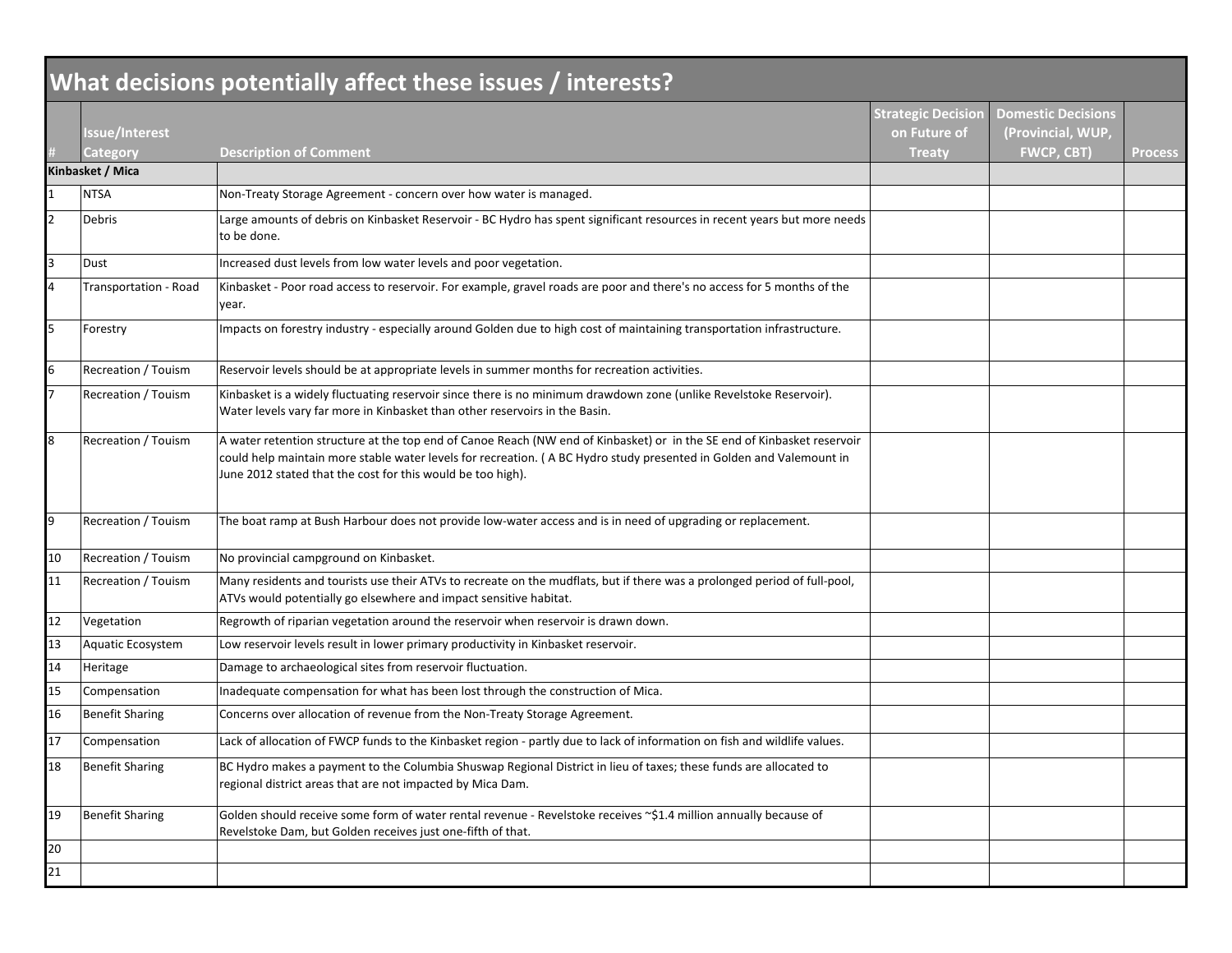## What decisions potentially affect these issues / interests?

| # | Issue/Interest Category | Description of Comment | Strategic Decision on Future of Treaty | Domestic Decisions (Provincial, WUP, FWCP, CBT) | Process |
|---|---|---|---|---|---|
| **Kinbasket / Mica** | | | | | |
| 1 | NTSA | Non-Treaty Storage Agreement - concern over how water is managed. | | | |
| 2 | Debris | Large amounts of debris on Kinbasket Reservoir - BC Hydro has spent significant resources in recent years but more needs to be done. | | | |
| 3 | Dust | Increased dust levels from low water levels and poor vegetation. | | | |
| 4 | Transportation - Road | Kinbasket - Poor road access to reservoir. For example, gravel roads are poor and there's no access for 5 months of the year. | | | |
| 5 | Forestry | Impacts on forestry industry - especially around Golden due to high cost of maintaining transportation infrastructure. | | | |
| 6 | Recreation / Touism | Reservoir levels should be at appropriate levels in summer months for recreation activities. | | | |
| 7 | Recreation / Touism | Kinbasket is a widely fluctuating reservoir since there is no minimum drawdown zone (unlike Revelstoke Reservoir). Water levels vary far more in Kinbasket than other reservoirs in the Basin. | | | |
| 8 | Recreation / Touism | A water retention structure at the top end of Canoe Reach (NW end of Kinbasket) or in the SE end of Kinbasket reservoir could help maintain more stable water levels for recreation. ( A BC Hydro study presented in Golden and Valemount in June 2012 stated that the cost for this would be too high). | | | |
| 9 | Recreation / Touism | The boat ramp at Bush Harbour does not provide low-water access and is in need of upgrading or replacement. | | | |
| 10 | Recreation / Touism | No provincial campground on Kinbasket. | | | |
| 11 | Recreation / Touism | Many residents and tourists use their ATVs to recreate on the mudflats, but if there was a prolonged period of full-pool, ATVs would potentially go elsewhere and impact sensitive habitat. | | | |
| 12 | Vegetation | Regrowth of riparian vegetation around the reservoir when reservoir is drawn down. | | | |
| 13 | Aquatic Ecosystem | Low reservoir levels result in lower primary productivity in Kinbasket reservoir. | | | |
| 14 | Heritage | Damage to archaeological sites from reservoir fluctuation. | | | |
| 15 | Compensation | Inadequate compensation for what has been lost through the construction of Mica. | | | |
| 16 | Benefit Sharing | Concerns over allocation of revenue from the Non-Treaty Storage Agreement. | | | |
| 17 | Compensation | Lack of allocation of FWCP funds to the Kinbasket region - partly due to lack of information on fish and wildlife values. | | | |
| 18 | Benefit Sharing | BC Hydro makes a payment to the Columbia Shuswap Regional District in lieu of taxes; these funds are allocated to regional district areas that are not impacted by Mica Dam. | | | |
| 19 | Benefit Sharing | Golden should receive some form of water rental revenue - Revelstoke receives ~$1.4 million annually because of Revelstoke Dam, but Golden receives just one-fifth of that. | | | |
| 20 | | | | | |
| 21 | | | | | |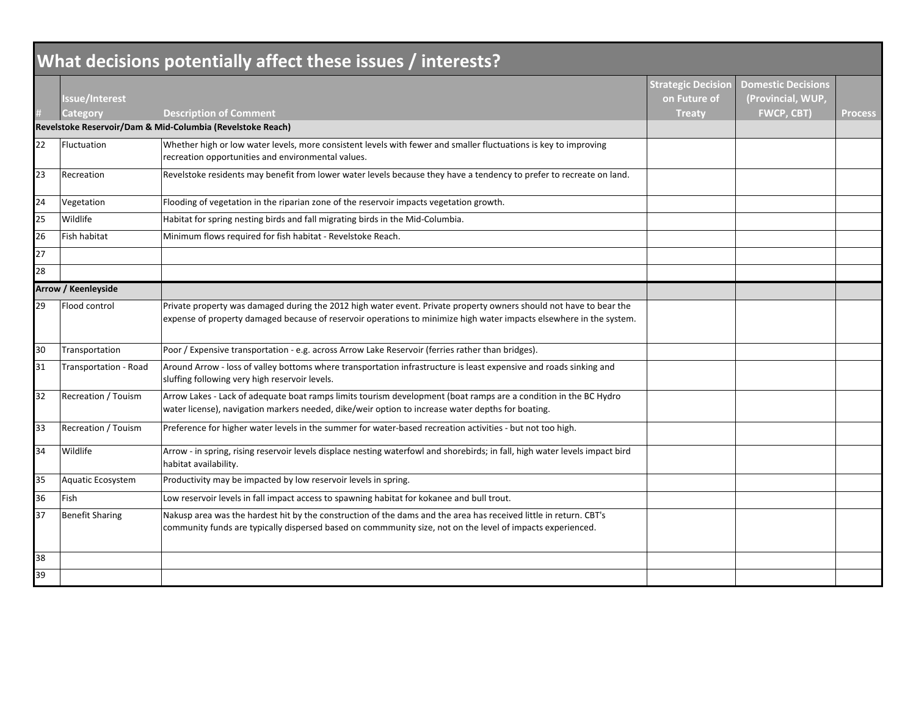# What decisions potentially affect these issues / interests?

| # | Issue/Interest Category | Description of Comment | Strategic Decision on Future of Treaty | Domestic Decisions (Provincial, WUP, FWCP, CBT) | Process |
|---|---|---|---|---|---|
| **Revelstoke Reservoir/Dam & Mid-Columbia (Revelstoke Reach)** | | | | | |
| 22 | Fluctuation | Whether high or low water levels, more consistent levels with fewer and smaller fluctuations is key to improving recreation opportunities and environmental values. | | | |
| 23 | Recreation | Revelstoke residents may benefit from lower water levels because they have a tendency to prefer to recreate on land. | | | |
| 24 | Vegetation | Flooding of vegetation in the riparian zone of the reservoir impacts vegetation growth. | | | |
| 25 | Wildlife | Habitat for spring nesting birds and fall migrating birds in the Mid-Columbia. | | | |
| 26 | Fish habitat | Minimum flows required for fish habitat - Revelstoke Reach. | | | |
| 27 | | | | | |
| 28 | | | | | |
| **Arrow / Keenleyside** | | | | | |
| 29 | Flood control | Private property was damaged during the 2012 high water event. Private property owners should not have to bear the expense of property damaged because of reservoir operations to minimize high water impacts elsewhere in the system. | | | |
| 30 | Transportation | Poor / Expensive transportation - e.g. across Arrow Lake Reservoir (ferries rather than bridges). | | | |
| 31 | Transportation - Road | Around Arrow - loss of valley bottoms where transportation infrastructure is least expensive and roads sinking and sluffing following very high reservoir levels. | | | |
| 32 | Recreation / Touism | Arrow Lakes - Lack of adequate boat ramps limits tourism development (boat ramps are a condition in the BC Hydro water license), navigation markers needed, dike/weir option to increase water depths for boating. | | | |
| 33 | Recreation / Touism | Preference for higher water levels in the summer for water-based recreation activities - but not too high. | | | |
| 34 | Wildlife | Arrow - in spring, rising reservoir levels displace nesting waterfowl and shorebirds; in fall, high water levels impact bird habitat availability. | | | |
| 35 | Aquatic Ecosystem | Productivity may be impacted by low reservoir levels in spring. | | | |
| 36 | Fish | Low reservoir levels in fall impact access to spawning habitat for kokanee and bull trout. | | | |
| 37 | Benefit Sharing | Nakusp area was the hardest hit by the construction of the dams and the area has received little in return. CBT's community funds are typically dispersed based on commmunity size, not on the level of impacts experienced. | | | |
| 38 | | | | | |
| 39 | | | | | |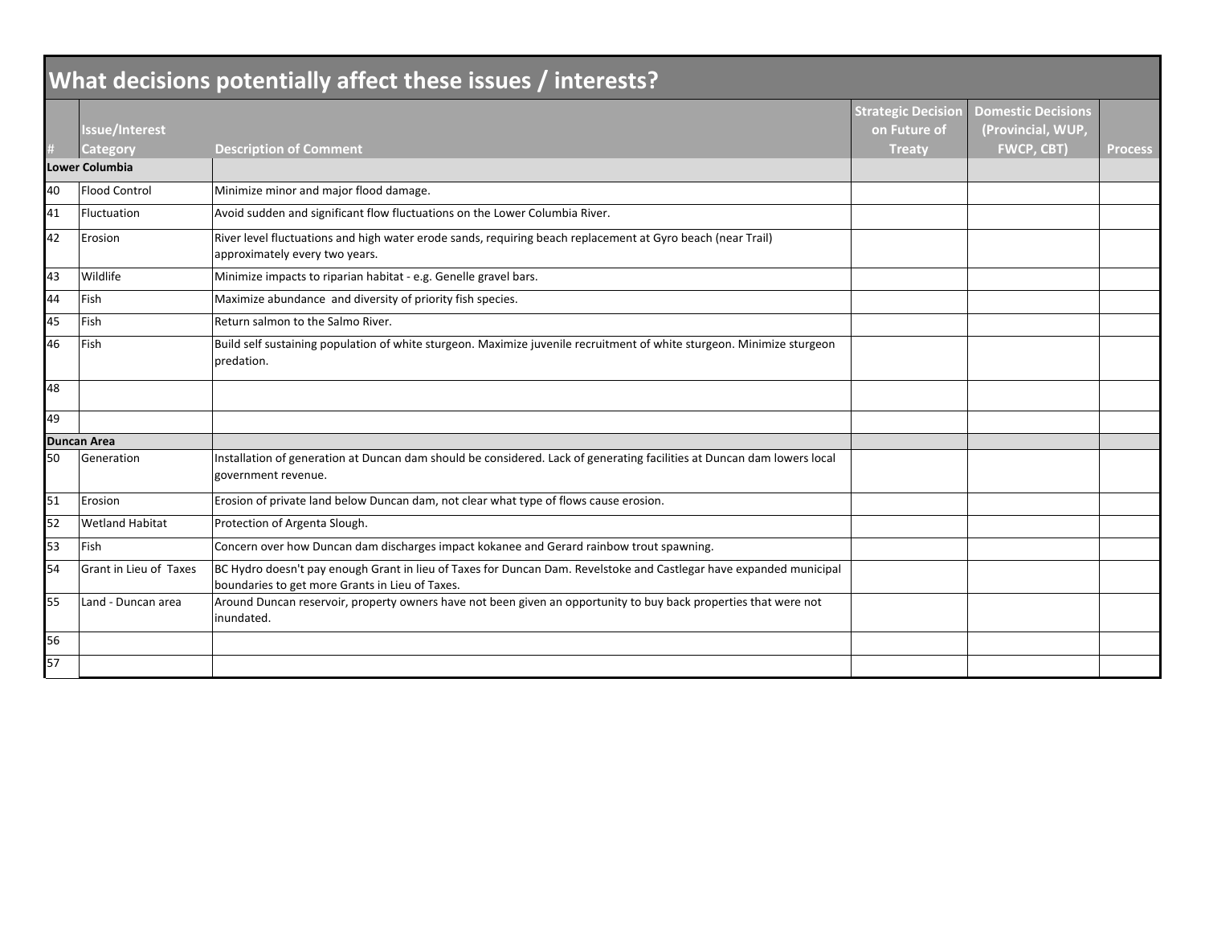## What decisions potentially affect these issues / interests?

| # | Issue/Interest Category | Description of Comment | Strategic Decision on Future of Treaty | Domestic Decisions (Provincial, WUP, FWCP, CBT) | Process |
|---|---|---|---|---|---|
| **Lower Columbia** | | | | | |
| 40 | Flood Control | Minimize minor and major flood damage. | | | |
| 41 | Fluctuation | Avoid sudden and significant flow fluctuations on the Lower Columbia River. | | | |
| 42 | Erosion | River level fluctuations and high water erode sands, requiring beach replacement at Gyro beach (near Trail) approximately every two years. | | | |
| 43 | Wildlife | Minimize impacts to riparian habitat - e.g. Genelle gravel bars. | | | |
| 44 | Fish | Maximize abundance and diversity of priority fish species. | | | |
| 45 | Fish | Return salmon to the Salmo River. | | | |
| 46 | Fish | Build self sustaining population of white sturgeon. Maximize juvenile recruitment of white sturgeon. Minimize sturgeon predation. | | | |
| 48 | | | | | |
| 49 | | | | | |
| **Duncan Area** | | | | | |
| 50 | Generation | Installation of generation at Duncan dam should be considered. Lack of generating facilities at Duncan dam lowers local government revenue. | | | |
| 51 | Erosion | Erosion of private land below Duncan dam, not clear what type of flows cause erosion. | | | |
| 52 | Wetland Habitat | Protection of Argenta Slough. | | | |
| 53 | Fish | Concern over how Duncan dam discharges impact kokanee and Gerard rainbow trout spawning. | | | |
| 54 | Grant in Lieu of Taxes | BC Hydro doesn't pay enough Grant in lieu of Taxes for Duncan Dam. Revelstoke and Castlegar have expanded municipal boundaries to get more Grants in Lieu of Taxes. | | | |
| 55 | Land - Duncan area | Around Duncan reservoir, property owners have not been given an opportunity to buy back properties that were not inundated. | | | |
| 56 | | | | | |
| 57 | | | | | |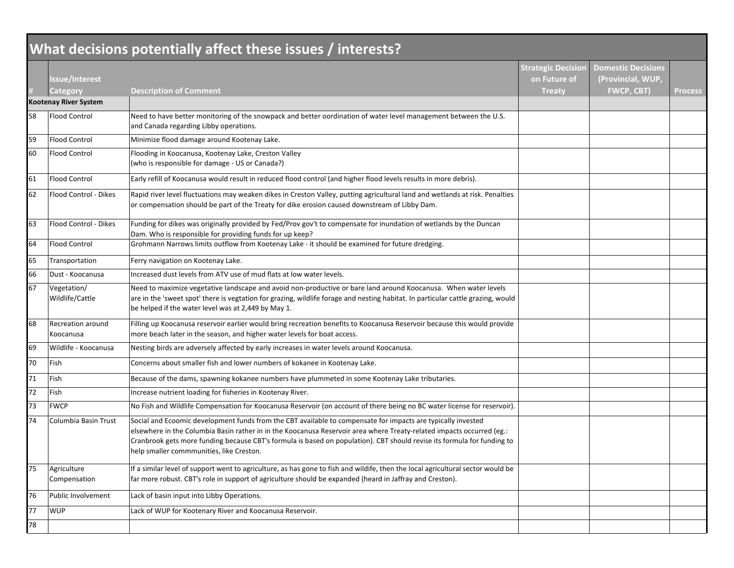# What decisions potentially affect these issues / interests?

| # | Issue/Interest Category | Description of Comment | Strategic Decision on Future of Treaty | Domestic Decisions (Provincial, WUP, FWCP, CBT) | Process |
|---|---|---|---|---|---|
| **Kootenay River System** | | | | | |
| 58 | Flood Control | Need to have better monitoring of the snowpack and better oordination of water level management between the U.S. and Canada regarding Libby operations. | | | |
| 59 | Flood Control | Minimize flood damage around Kootenay Lake. | | | |
| 60 | Flood Control | Flooding in Koocanusa, Kootenay Lake, Creston Valley (who is responsible for damage - US or Canada?) | | | |
| 61 | Flood Control | Early refill of Koocanusa would result in reduced flood control (and higher flood levels results in more debris). | | | |
| 62 | Flood Control - Dikes | Rapid river level fluctuations may weaken dikes in Creston Valley, putting agricultural land and wetlands at risk. Penalties or compensation should be part of the Treaty for dike erosion caused downstream of Libby Dam. | | | |
| 63 | Flood Control - Dikes | Funding for dikes was originally provided by Fed/Prov gov't to compensate for inundation of wetlands by the Duncan Dam. Who is responsible for providing funds for up keep? | | | |
| 64 | Flood Control | Grohmann Narrows limits outflow from Kootenay Lake - it should be examined for future dredging. | | | |
| 65 | Transportation | Ferry navigation on Kootenay Lake. | | | |
| 66 | Dust - Koocanusa | Increased dust levels from ATV use of mud flats at low water levels. | | | |
| 67 | Vegetation/ Wildlife/Cattle | Need to maximize vegetative landscape and avoid non-productive or bare land around Koocanusa. When water levels are in the 'sweet spot' there is vegtation for grazing, wildlife forage and nesting habitat. In particular cattle grazing, would be helped if the water level was at 2,449 by May 1. | | | |
| 68 | Recreation around Koocanusa | Filling up Koocanusa reservoir earlier would bring recreation benefits to Koocanusa Reservoir because this would provide more beach later in the season, and higher water levels for boat access. | | | |
| 69 | Wildlife - Koocanusa | Nesting birds are adversely affected by early increases in water levels around Koocanusa. | | | |
| 70 | Fish | Concerns about smaller fish and lower numbers of kokanee in Kootenay Lake. | | | |
| 71 | Fish | Because of the dams, spawning kokanee numbers have plummeted in some Kootenay Lake tributaries. | | | |
| 72 | Fish | Increase nutrient loading for fisheries in Kootenay River. | | | |
| 73 | FWCP | No Fish and Wildlife Compensation for Koocanusa Reservoir (on account of there being no BC water license for reservoir). | | | |
| 74 | Columbia Basin Trust | Social and Ecoomic development funds from the CBT available to compensate for impacts are typically invested elsewhere in the Columbia Basin rather in in the Koocanusa Reservoir area where Treaty-related impacts occurred (eg.: Cranbrook gets more funding because CBT's formula is based on population). CBT should revise its formula for funding to help smaller commmunities, like Creston. | | | |
| 75 | Agriculture Compensation | If a similar level of support went to agriculture, as has gone to fish and wildife, then the local agricultural sector would be far more robust. CBT's role in support of agriculture should be expanded (heard in Jaffray and Creston). | | | |
| 76 | Public Involvement | Lack of basin input into Libby Operations. | | | |
| 77 | WUP | Lack of WUP for Kootenary River and Koocanusa Reservoir. | | | |
| 78 | | | | | |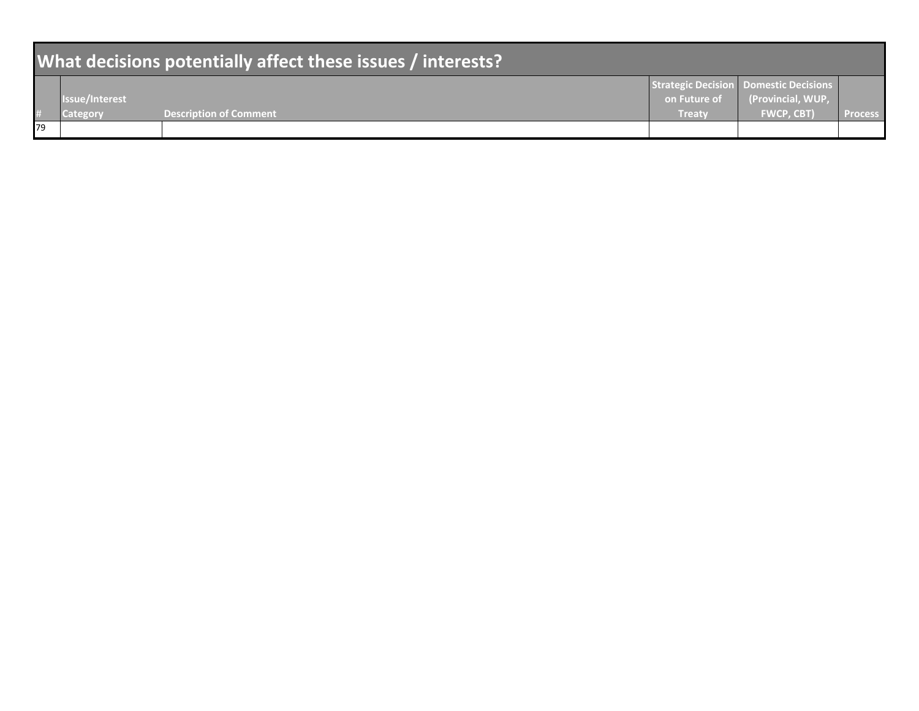## What decisions potentially affect these issues / interests?

| # | Issue/Interest Category | Description of Comment | Strategic Decision on Future of Treaty | Domestic Decisions (Provincial, WUP, FWCP, CBT) | Process |
|---|---|---|---|---|---|
| 79 | | | | | |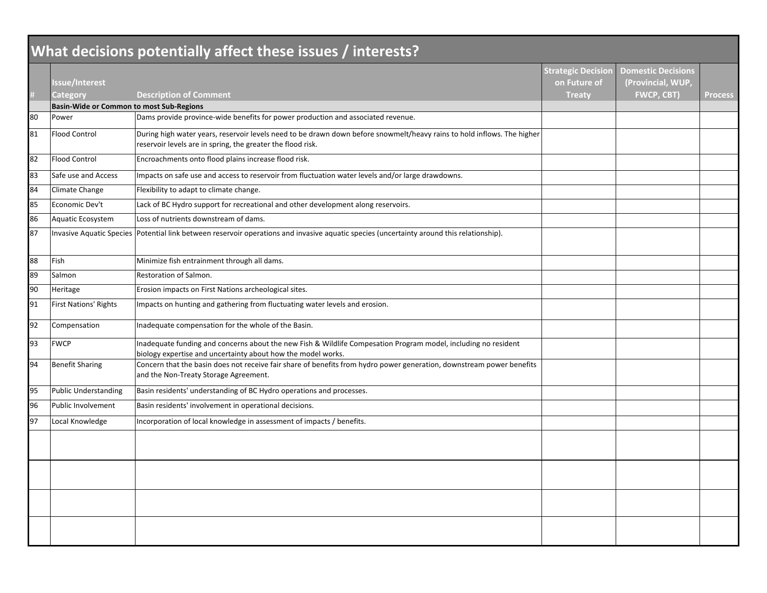## What decisions potentially affect these issues / interests?

| # | Issue/Interest Category | Description of Comment | Strategic Decision on Future of Treaty | Domestic Decisions (Provincial, WUP, FWCP, CBT) | Process |
|---|---|---|---|---|---|
| | **Basin-Wide or Common to most Sub-Regions** | | | | |
| 80 | Power | Dams provide province-wide benefits for power production and associated revenue. | | | |
| 81 | Flood Control | During high water years, reservoir levels need to be drawn down before snowmelt/heavy rains to hold inflows. The higher reservoir levels are in spring, the greater the flood risk. | | | |
| 82 | Flood Control | Encroachments onto flood plains increase flood risk. | | | |
| 83 | Safe use and Access | Impacts on safe use and access to reservoir from fluctuation water levels and/or large drawdowns. | | | |
| 84 | Climate Change | Flexibility to adapt to climate change. | | | |
| 85 | Economic Dev't | Lack of BC Hydro support for recreational and other development along reservoirs. | | | |
| 86 | Aquatic Ecosystem | Loss of nutrients downstream of dams. | | | |
| 87 | Invasive Aquatic Species | Potential link between reservoir operations and invasive aquatic species (uncertainty around this relationship). | | | |
| 88 | Fish | Minimize fish entrainment through all dams. | | | |
| 89 | Salmon | Restoration of Salmon. | | | |
| 90 | Heritage | Erosion impacts on First Nations archeological sites. | | | |
| 91 | First Nations' Rights | Impacts on hunting and gathering from fluctuating water levels and erosion. | | | |
| 92 | Compensation | Inadequate compensation for the whole of the Basin. | | | |
| 93 | FWCP | Inadequate funding and concerns about the new Fish & Wildlife Compesation Program model, including no resident biology expertise and uncertainty about how the model works. | | | |
| 94 | Benefit Sharing | Concern that the basin does not receive fair share of benefits from hydro power generation, downstream power benefits and the Non-Treaty Storage Agreement. | | | |
| 95 | Public Understanding | Basin residents' understanding of BC Hydro operations and processes. | | | |
| 96 | Public Involvement | Basin residents' involvement in operational decisions. | | | |
| 97 | Local Knowledge | Incorporation of local knowledge in assessment of impacts / benefits. | | | |
| | | | | | |
| | | | | | |
| | | | | | |
| | | | | | |